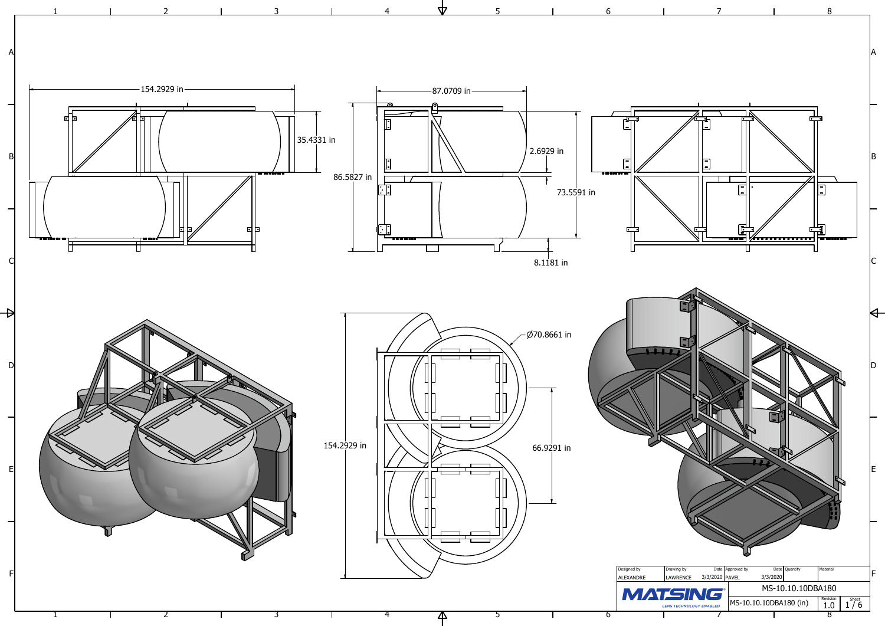154.2929 in

35.4331 in

87.0709 in

86.5827 in

2.6929 in

73.5591 in

8.1181 in

Ø70.8661 in

154.2929 in

66.9291 in

| Designed by | Drawing by | Date | Approved by | Date | Quantity | Material |
|---|---|---|---|---|---|---|
| ALEXANDRE | LAWRENCE | 3/3/2020 | PAVEL | 3/3/2020 | | |

**MATSING** LENS TECHNOLOGY ENABLED

MS-10.10.10DBA180

MS-10.10.10DBA180 (in)

Revision 1.0

Sheet 1 / 6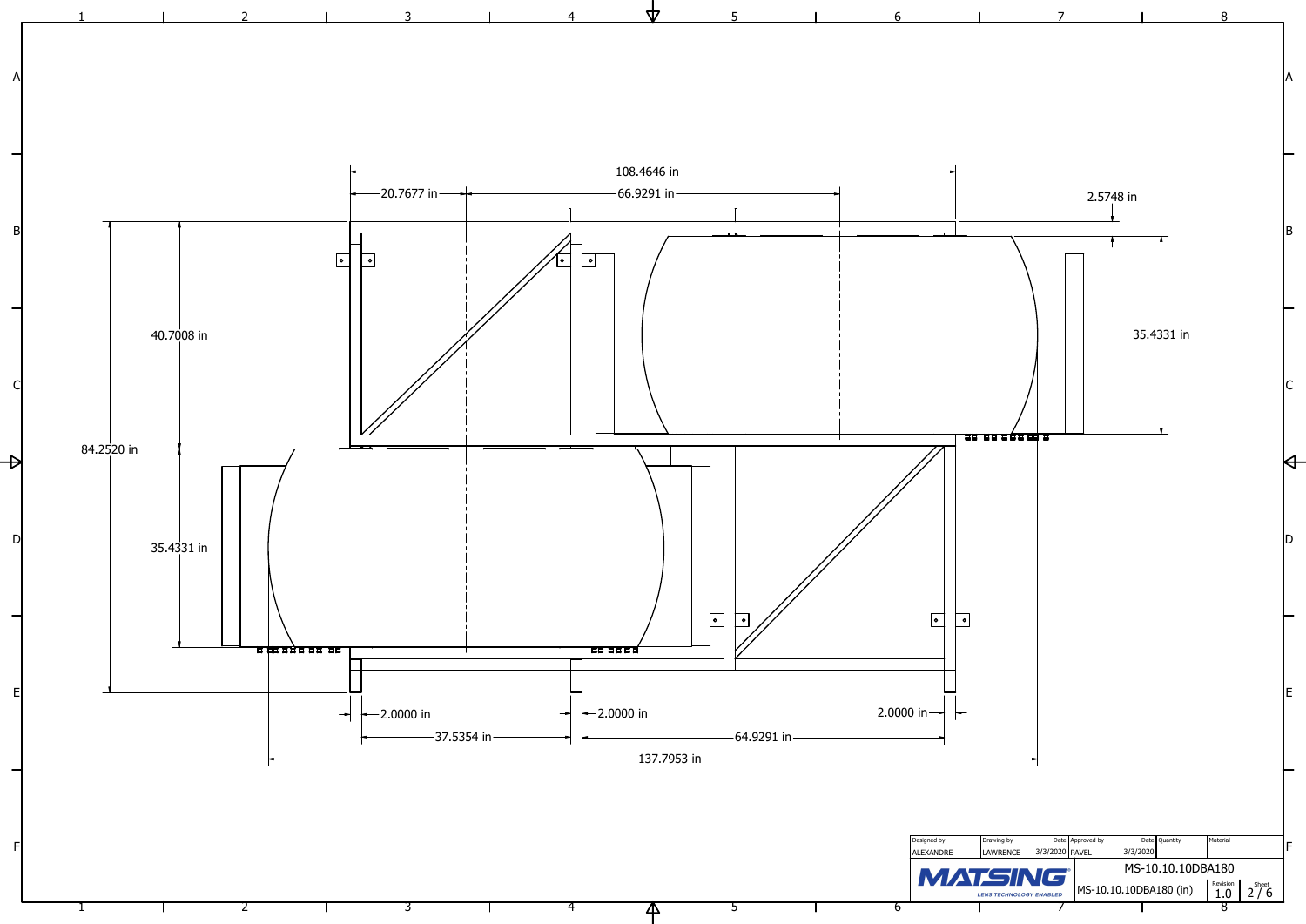108.4646 in

20.7677 in

66.9291 in

2.5748 in

40.7008 in

35.4331 in

84.2520 in

35.4331 in

2.0000 in

2.0000 in

2.0000 in

37.5354 in

64.9291 in

137.7953 in

| Designed by | Drawing by | Date | Approved by | Date | Quantity | Material |
|---|---|---|---|---|---|---|
| ALEXANDRE | LAWRENCE | 3/3/2020 | PAVEL | 3/3/2020 | | |

**MATSING** LENS TECHNOLOGY ENABLED

MS-10.10.10DBA180

MS-10.10.10DBA180 (in)

Revision 1.0

Sheet 2 / 6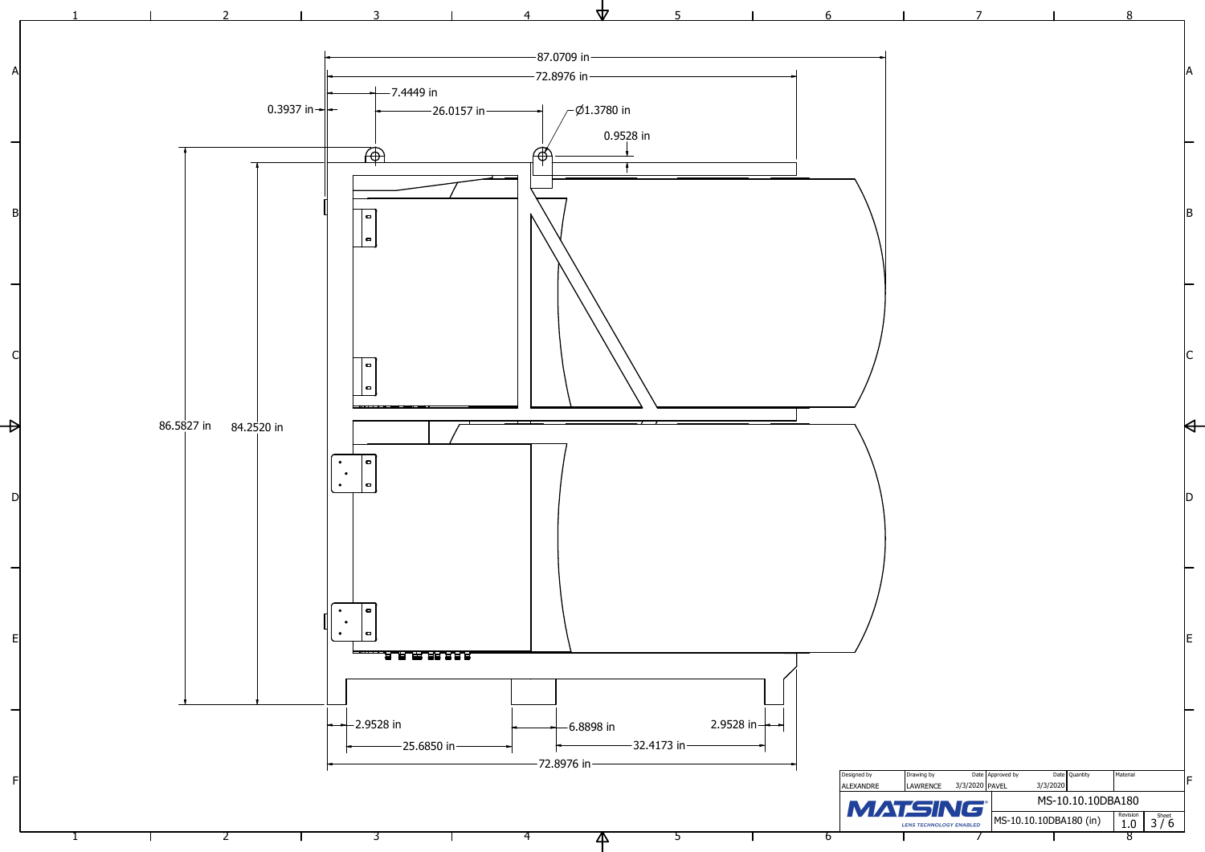87.0709 in

72.8976 in

7.4449 in

0.3937 in

26.0157 in

Ø1.3780 in

0.9528 in

86.5827 in

84.2520 in

2.9528 in

6.8898 in

2.9528 in

25.6850 in

32.4173 in

72.8976 in

| Designed by | Drawing by | Date | Approved by | Date | Quantity | Material |
|---|---|---|---|---|---|---|
| ALEXANDRE | LAWRENCE | 3/3/2020 | PAVEL | 3/3/2020 | | |

MATSING® LENS TECHNOLOGY ENABLED

MS-10.10.10DBA180

MS-10.10.10DBA180 (in)

Revision 1.0

Sheet 3 / 6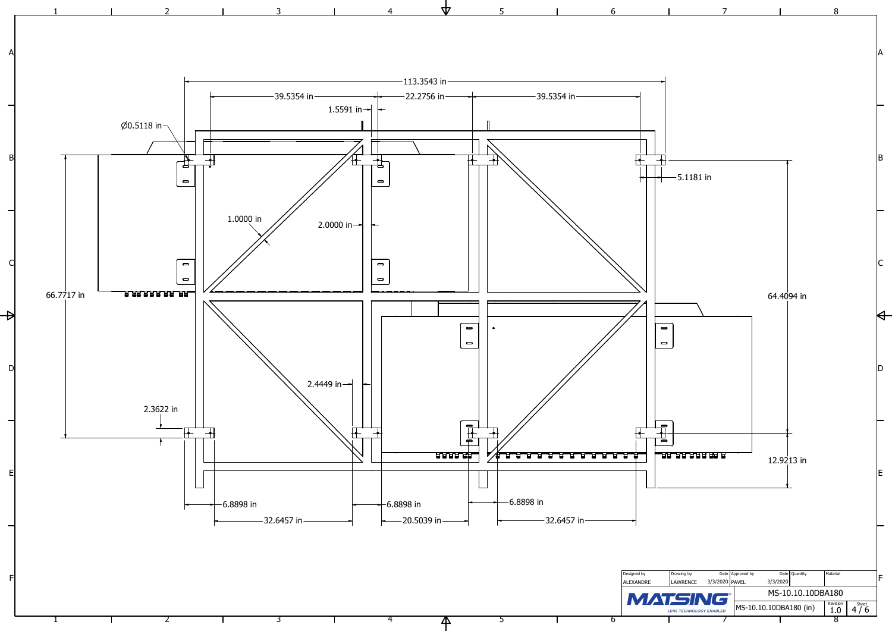113.3543 in

39.5354 in | 22.2756 in | 39.5354 in

1.5591 in

Ø0.5118 in

5.1181 in

1.0000 in

2.0000 in

66.7717 in

64.4094 in

2.4449 in

2.3622 in

12.9213 in

6.8898 in | 6.8898 in | 6.8898 in

32.6457 in | 20.5039 in | 32.6457 in

| Designed by | Drawing by | Date | Approved by | Date | Quantity | Material |
|---|---|---|---|---|---|---|
| ALEXANDRE | LAWRENCE | 3/3/2020 | PAVEL | 3/3/2020 | | |

MATSING — LENS TECHNOLOGY ENABLED

MS-10.10.10DBA180

MS-10.10.10DBA180 (in)

Revision: 1.0

Sheet: 4 / 6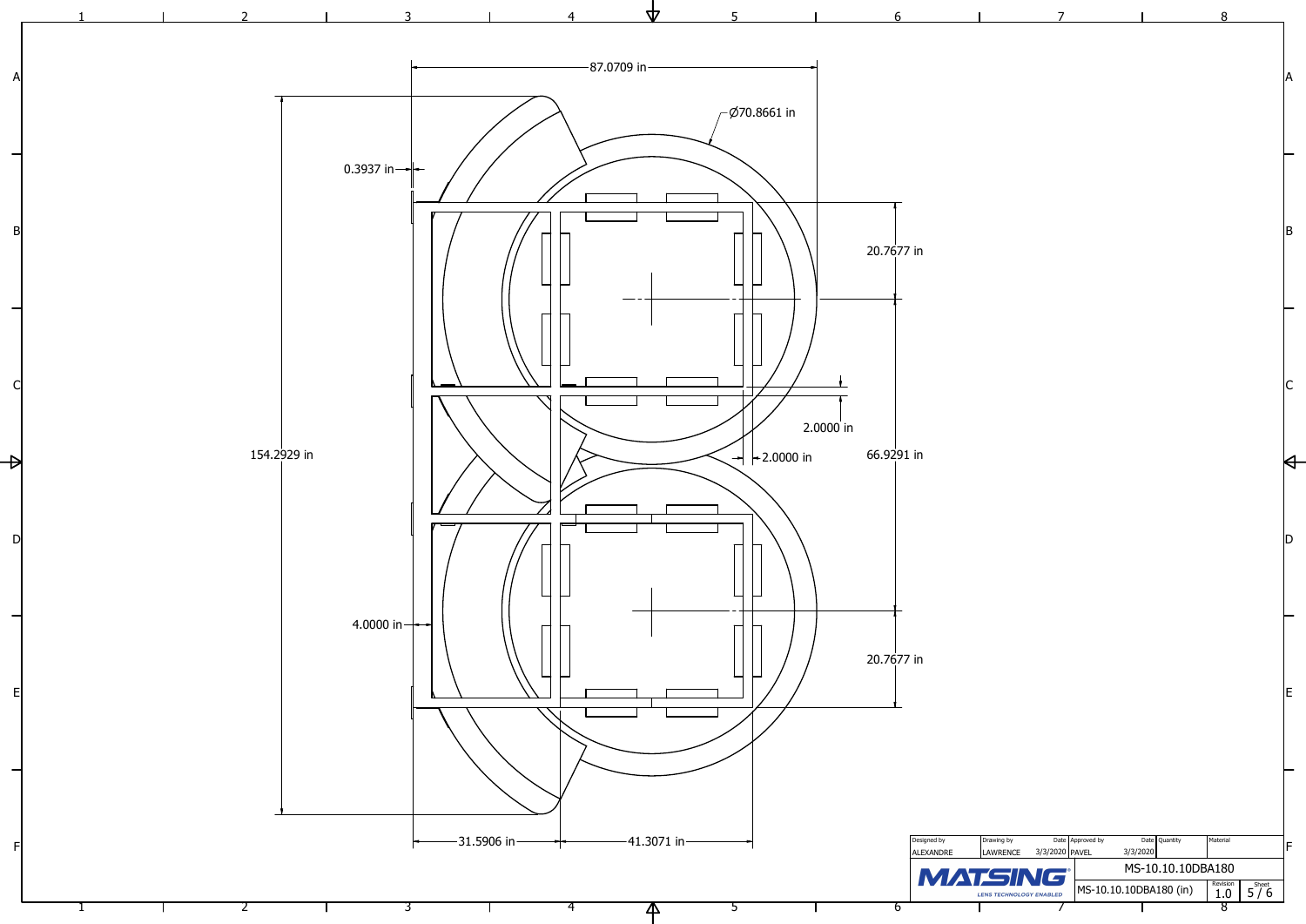87.0709 in

Ø70.8661 in

0.3937 in

20.7677 in

2.0000 in

154.2929 in

2.0000 in

66.9291 in

4.0000 in

20.7677 in

31.5906 in

41.3071 in

| Designed by | Drawing by | Date | Approved by | Date | Quantity | Material |
|---|---|---|---|---|---|---|
| ALEXANDRE | LAWRENCE | 3/3/2020 | PAVEL | 3/3/2020 | | |

MATSING LENS TECHNOLOGY ENABLED

MS-10.10.10DBA180

MS-10.10.10DBA180 (in)

Revision 1.0

Sheet 5 / 6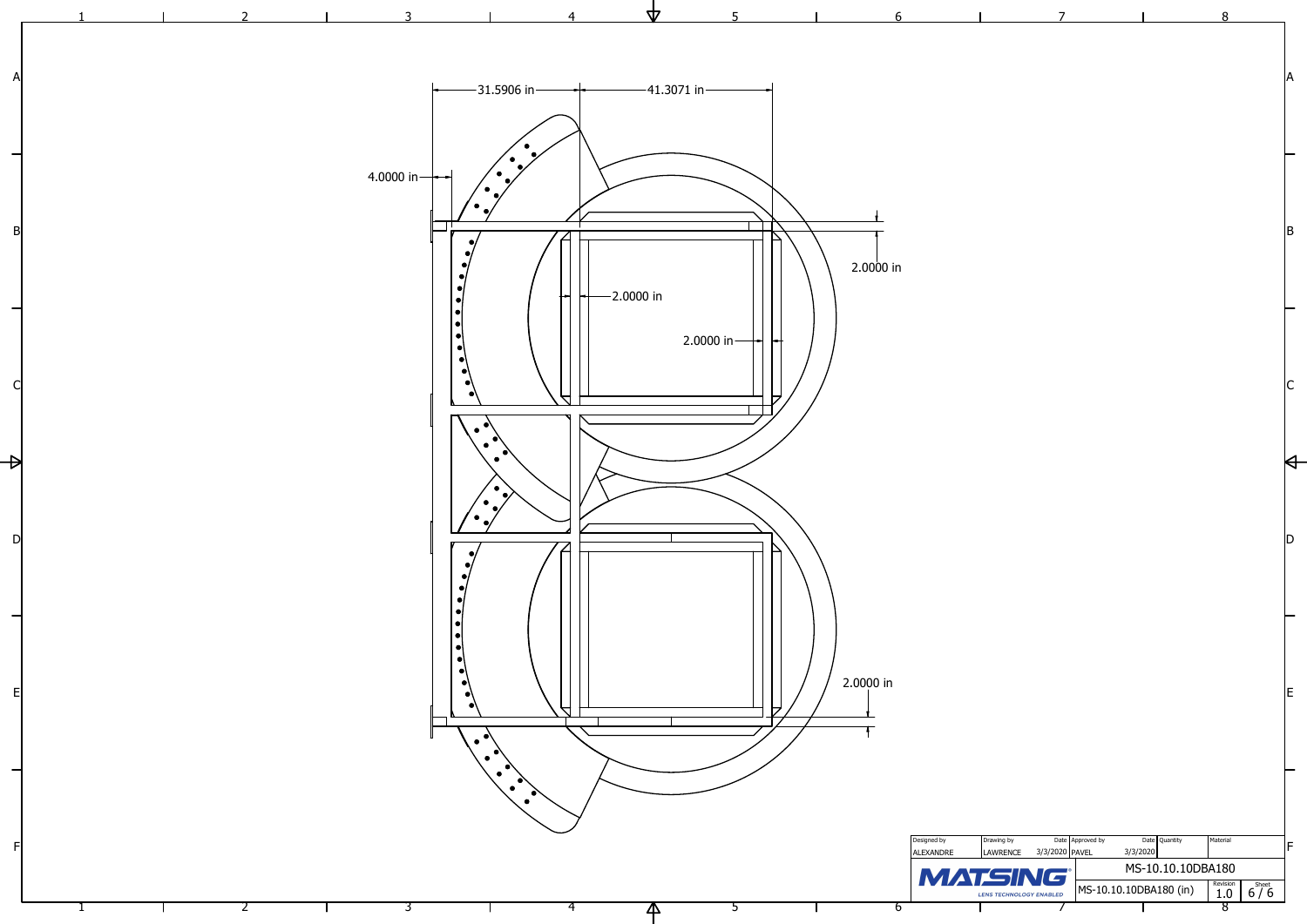31.5906 in

41.3071 in

4.0000 in

2.0000 in

2.0000 in

2.0000 in

2.0000 in

| Designed by | Drawing by | Date | Approved by | Date | Quantity | Material |
|---|---|---|---|---|---|---|
| ALEXANDRE | LAWRENCE | 3/3/2020 | PAVEL | 3/3/2020 | | |

MATSING®
LENS TECHNOLOGY ENABLED

MS-10.10.10DBA180

MS-10.10.10DBA180 (in)

Revision 1.0

Sheet 6 / 6